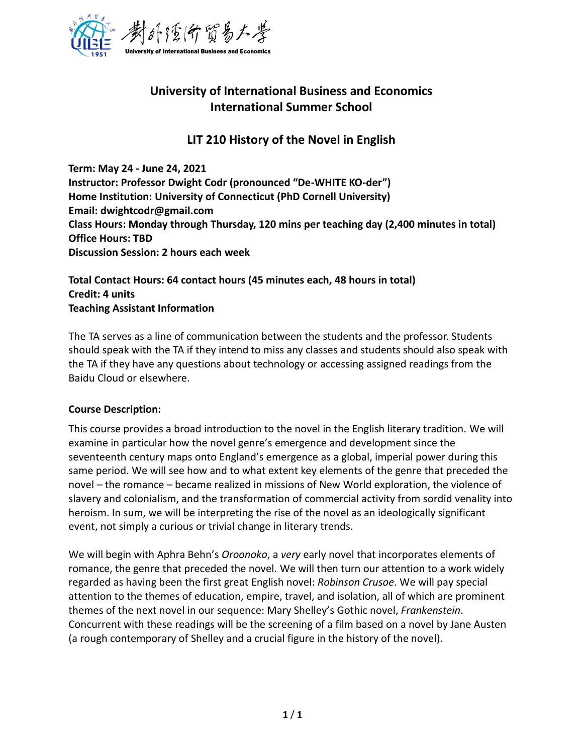# University of International Business and Economics
# International Summer School

## LIT 210 History of the Novel in English

**Term: May 24 - June 24, 2021**
**Instructor: Professor Dwight Codr (pronounced "De-WHITE KO-der")**
**Home Institution: University of Connecticut (PhD Cornell University)**
**Email: dwightcodr@gmail.com**
**Class Hours: Monday through Thursday, 120 mins per teaching day (2,400 minutes in total)**
**Office Hours: TBD**
**Discussion Session: 2 hours each week**

**Total Contact Hours: 64 contact hours (45 minutes each, 48 hours in total)**
**Credit: 4 units**
**Teaching Assistant Information**

The TA serves as a line of communication between the students and the professor. Students should speak with the TA if they intend to miss any classes and students should also speak with the TA if they have any questions about technology or accessing assigned readings from the Baidu Cloud or elsewhere.

**Course Description:**

This course provides a broad introduction to the novel in the English literary tradition. We will examine in particular how the novel genre's emergence and development since the seventeenth century maps onto England's emergence as a global, imperial power during this same period. We will see how and to what extent key elements of the genre that preceded the novel – the romance – became realized in missions of New World exploration, the violence of slavery and colonialism, and the transformation of commercial activity from sordid venality into heroism. In sum, we will be interpreting the rise of the novel as an ideologically significant event, not simply a curious or trivial change in literary trends.

We will begin with Aphra Behn's *Oroonoko*, a *very* early novel that incorporates elements of romance, the genre that preceded the novel. We will then turn our attention to a work widely regarded as having been the first great English novel: *Robinson Crusoe*. We will pay special attention to the themes of education, empire, travel, and isolation, all of which are prominent themes of the next novel in our sequence: Mary Shelley's Gothic novel, *Frankenstein*. Concurrent with these readings will be the screening of a film based on a novel by Jane Austen (a rough contemporary of Shelley and a crucial figure in the history of the novel).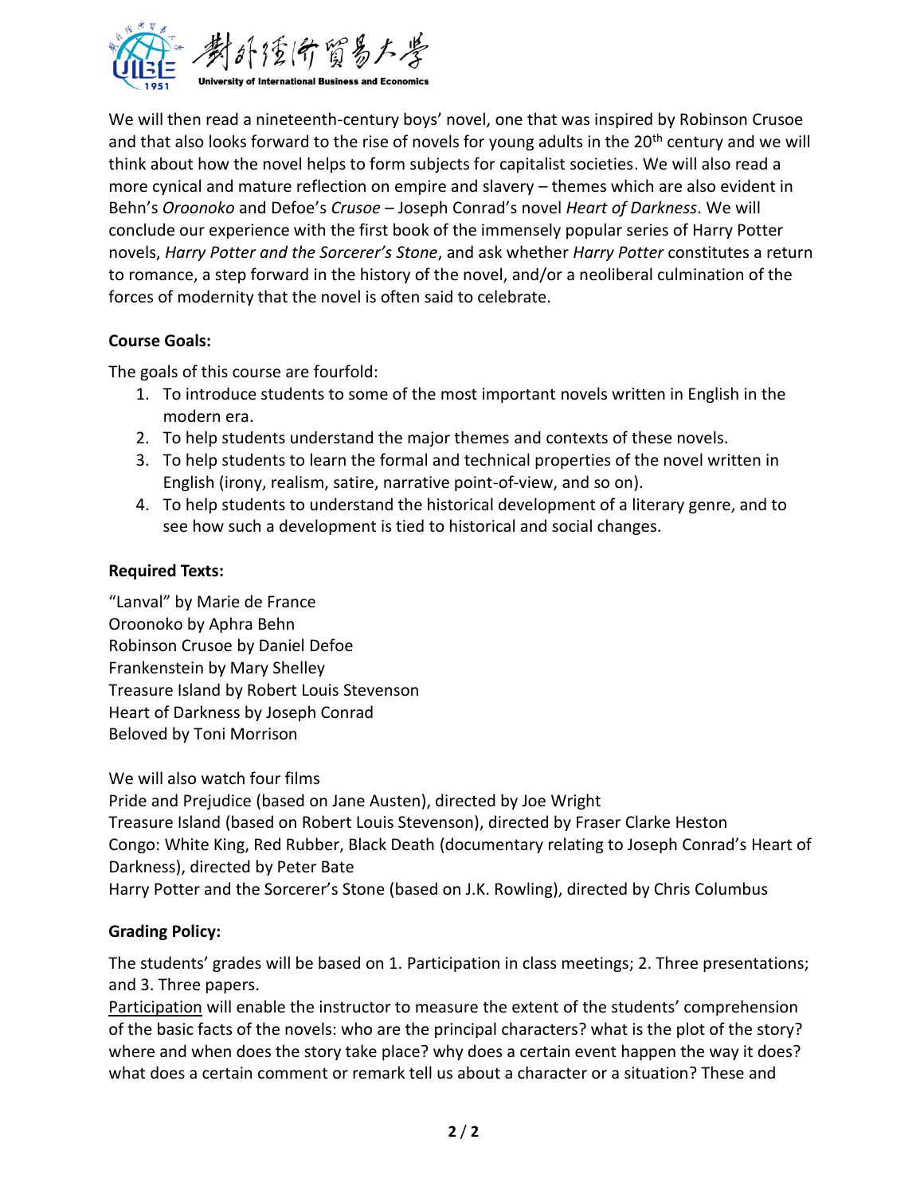We will then read a nineteenth-century boys' novel, one that was inspired by Robinson Crusoe and that also looks forward to the rise of novels for young adults in the 20th century and we will think about how the novel helps to form subjects for capitalist societies. We will also read a more cynical and mature reflection on empire and slavery – themes which are also evident in Behn's *Oroonoko* and Defoe's *Crusoe* – Joseph Conrad's novel *Heart of Darkness*. We will conclude our experience with the first book of the immensely popular series of Harry Potter novels, *Harry Potter and the Sorcerer's Stone*, and ask whether *Harry Potter* constitutes a return to romance, a step forward in the history of the novel, and/or a neoliberal culmination of the forces of modernity that the novel is often said to celebrate.

**Course Goals:**

The goals of this course are fourfold:

1. To introduce students to some of the most important novels written in English in the modern era.
2. To help students understand the major themes and contexts of these novels.
3. To help students to learn the formal and technical properties of the novel written in English (irony, realism, satire, narrative point-of-view, and so on).
4. To help students to understand the historical development of a literary genre, and to see how such a development is tied to historical and social changes.

**Required Texts:**

"Lanval" by Marie de France
Oroonoko by Aphra Behn
Robinson Crusoe by Daniel Defoe
Frankenstein by Mary Shelley
Treasure Island by Robert Louis Stevenson
Heart of Darkness by Joseph Conrad
Beloved by Toni Morrison

We will also watch four films
Pride and Prejudice (based on Jane Austen), directed by Joe Wright
Treasure Island (based on Robert Louis Stevenson), directed by Fraser Clarke Heston
Congo: White King, Red Rubber, Black Death (documentary relating to Joseph Conrad's Heart of Darkness), directed by Peter Bate
Harry Potter and the Sorcerer's Stone (based on J.K. Rowling), directed by Chris Columbus

**Grading Policy:**

The students' grades will be based on 1. Participation in class meetings; 2. Three presentations; and 3. Three papers.

<u>Participation</u> will enable the instructor to measure the extent of the students' comprehension of the basic facts of the novels: who are the principal characters? what is the plot of the story? where and when does the story take place? why does a certain event happen the way it does? what does a certain comment or remark tell us about a character or a situation? These and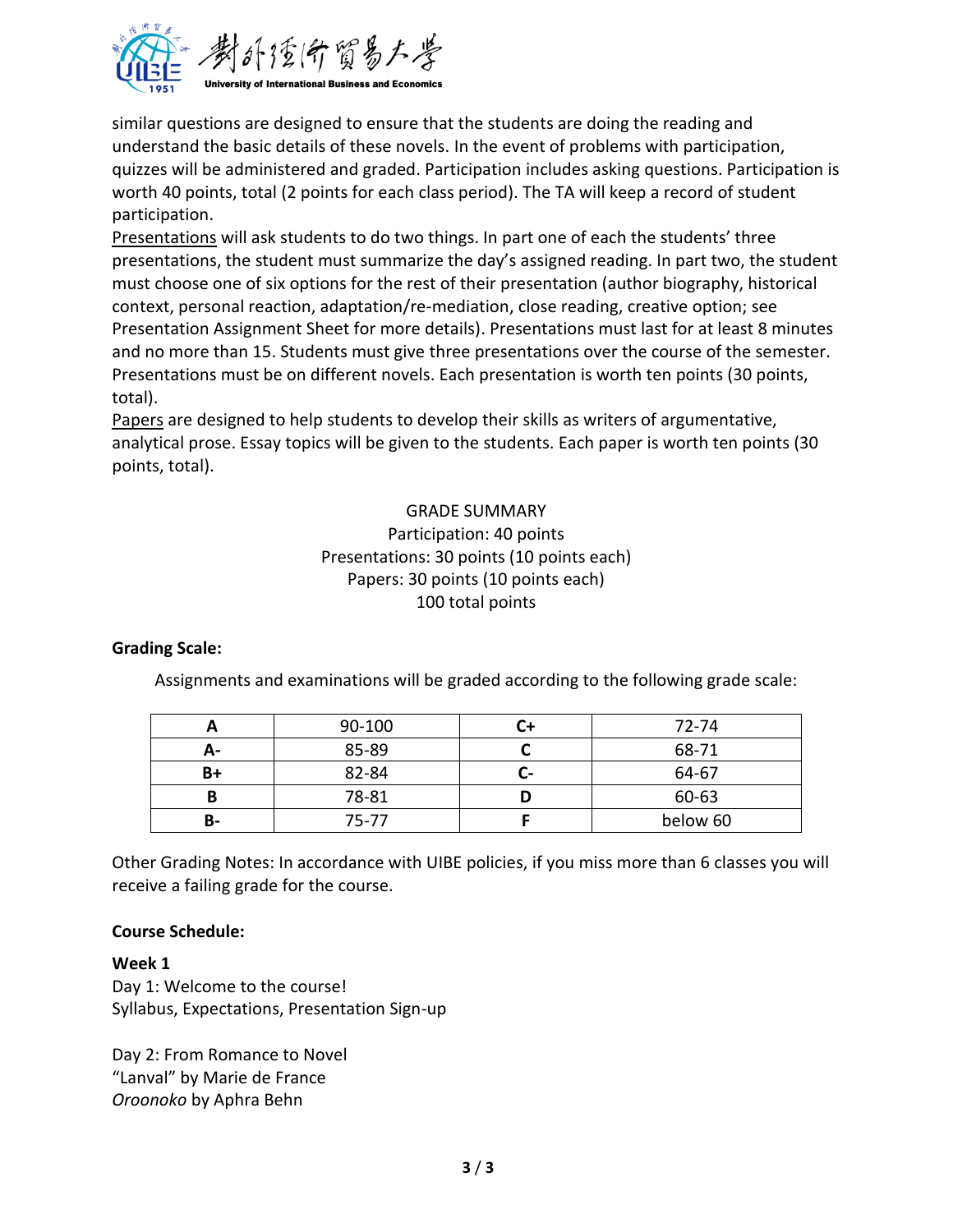similar questions are designed to ensure that the students are doing the reading and understand the basic details of these novels. In the event of problems with participation, quizzes will be administered and graded. Participation includes asking questions. Participation is worth 40 points, total (2 points for each class period). The TA will keep a record of student participation.

<u>Presentations</u> will ask students to do two things. In part one of each the students' three presentations, the student must summarize the day's assigned reading. In part two, the student must choose one of six options for the rest of their presentation (author biography, historical context, personal reaction, adaptation/re-mediation, close reading, creative option; see Presentation Assignment Sheet for more details). Presentations must last for at least 8 minutes and no more than 15. Students must give three presentations over the course of the semester. Presentations must be on different novels. Each presentation is worth ten points (30 points, total).

<u>Papers</u> are designed to help students to develop their skills as writers of argumentative, analytical prose. Essay topics will be given to the students. Each paper is worth ten points (30 points, total).

GRADE SUMMARY
Participation: 40 points
Presentations: 30 points (10 points each)
Papers: 30 points (10 points each)
100 total points

**Grading Scale:**

Assignments and examinations will be graded according to the following grade scale:

| Grade | Range | Grade | Range |
|---|---|---|---|
| **A** | 90-100 | **C+** | 72-74 |
| **A-** | 85-89 | **C** | 68-71 |
| **B+** | 82-84 | **C-** | 64-67 |
| **B** | 78-81 | **D** | 60-63 |
| **B-** | 75-77 | **F** | below 60 |

Other Grading Notes: In accordance with UIBE policies, if you miss more than 6 classes you will receive a failing grade for the course.

**Course Schedule:**

**Week 1**

Day 1: Welcome to the course!
Syllabus, Expectations, Presentation Sign-up

Day 2: From Romance to Novel
"Lanval" by Marie de France
*Oroonoko* by Aphra Behn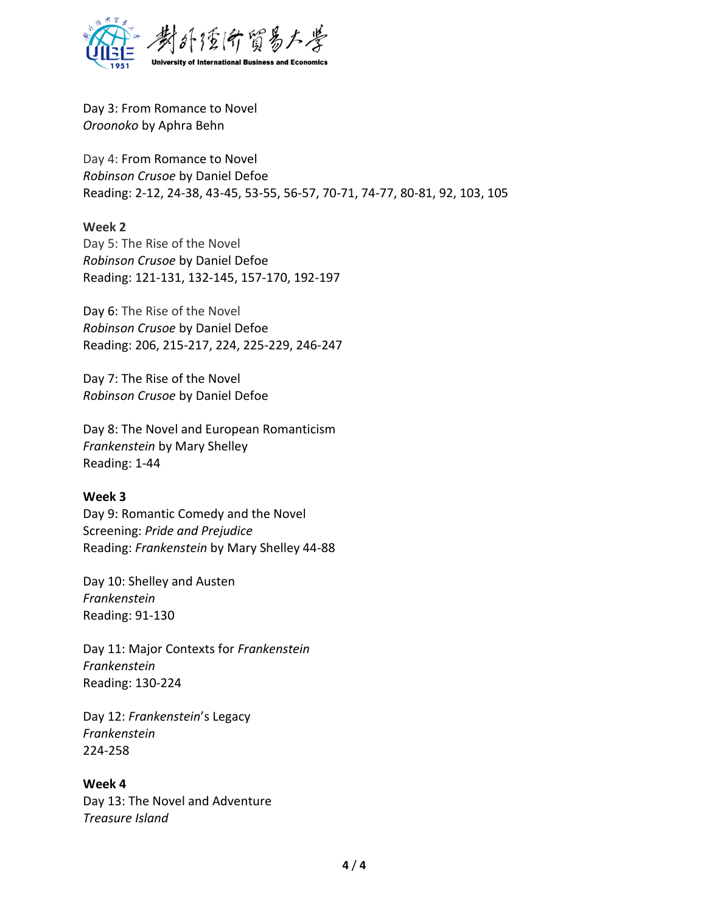Day 3: From Romance to Novel
*Oroonoko* by Aphra Behn

Day 4: From Romance to Novel
*Robinson Crusoe* by Daniel Defoe
Reading: 2-12, 24-38, 43-45, 53-55, 56-57, 70-71, 74-77, 80-81, 92, 103, 105

**Week 2**
Day 5: The Rise of the Novel
*Robinson Crusoe* by Daniel Defoe
Reading: 121-131, 132-145, 157-170, 192-197

Day 6: The Rise of the Novel
*Robinson Crusoe* by Daniel Defoe
Reading: 206, 215-217, 224, 225-229, 246-247

Day 7: The Rise of the Novel
*Robinson Crusoe* by Daniel Defoe

Day 8: The Novel and European Romanticism
*Frankenstein* by Mary Shelley
Reading: 1-44

**Week 3**
Day 9: Romantic Comedy and the Novel
Screening: *Pride and Prejudice*
Reading: *Frankenstein* by Mary Shelley 44-88

Day 10: Shelley and Austen
*Frankenstein*
Reading: 91-130

Day 11: Major Contexts for *Frankenstein*
*Frankenstein*
Reading: 130-224

Day 12: *Frankenstein*'s Legacy
*Frankenstein*
224-258

**Week 4**
Day 13: The Novel and Adventure
*Treasure Island*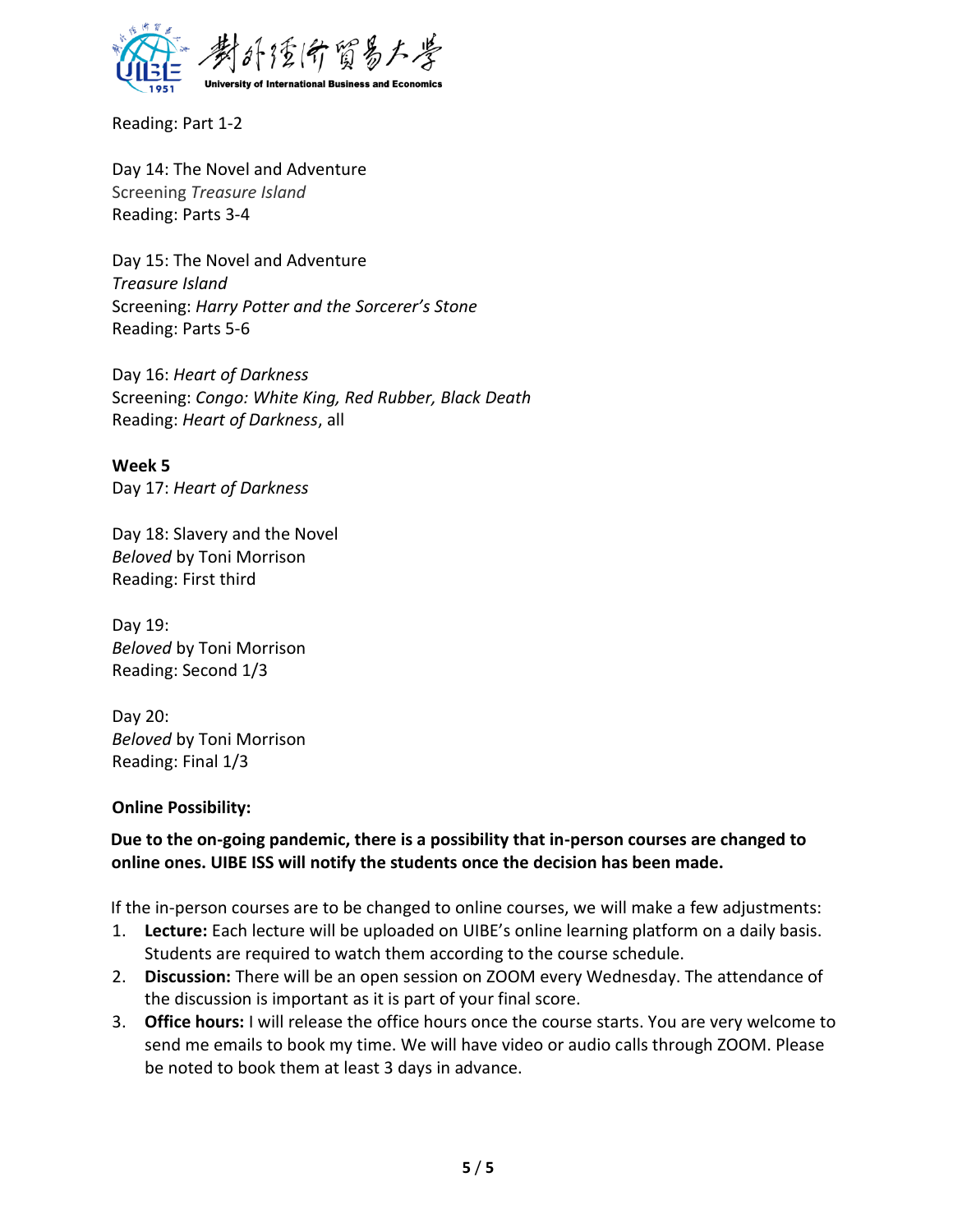Reading: Part 1-2

Day 14: The Novel and Adventure
Screening *Treasure Island*
Reading: Parts 3-4

Day 15: The Novel and Adventure
*Treasure Island*
Screening: *Harry Potter and the Sorcerer's Stone*
Reading: Parts 5-6

Day 16: *Heart of Darkness*
Screening: *Congo: White King, Red Rubber, Black Death*
Reading: *Heart of Darkness*, all

**Week 5**
Day 17: *Heart of Darkness*

Day 18: Slavery and the Novel
*Beloved* by Toni Morrison
Reading: First third

Day 19:
*Beloved* by Toni Morrison
Reading: Second 1/3

Day 20:
*Beloved* by Toni Morrison
Reading: Final 1/3

**Online Possibility:**

**Due to the on-going pandemic, there is a possibility that in-person courses are changed to online ones. UIBE ISS will notify the students once the decision has been made.**

If the in-person courses are to be changed to online courses, we will make a few adjustments:

1. **Lecture:** Each lecture will be uploaded on UIBE's online learning platform on a daily basis. Students are required to watch them according to the course schedule.
2. **Discussion:** There will be an open session on ZOOM every Wednesday. The attendance of the discussion is important as it is part of your final score.
3. **Office hours:** I will release the office hours once the course starts. You are very welcome to send me emails to book my time. We will have video or audio calls through ZOOM. Please be noted to book them at least 3 days in advance.